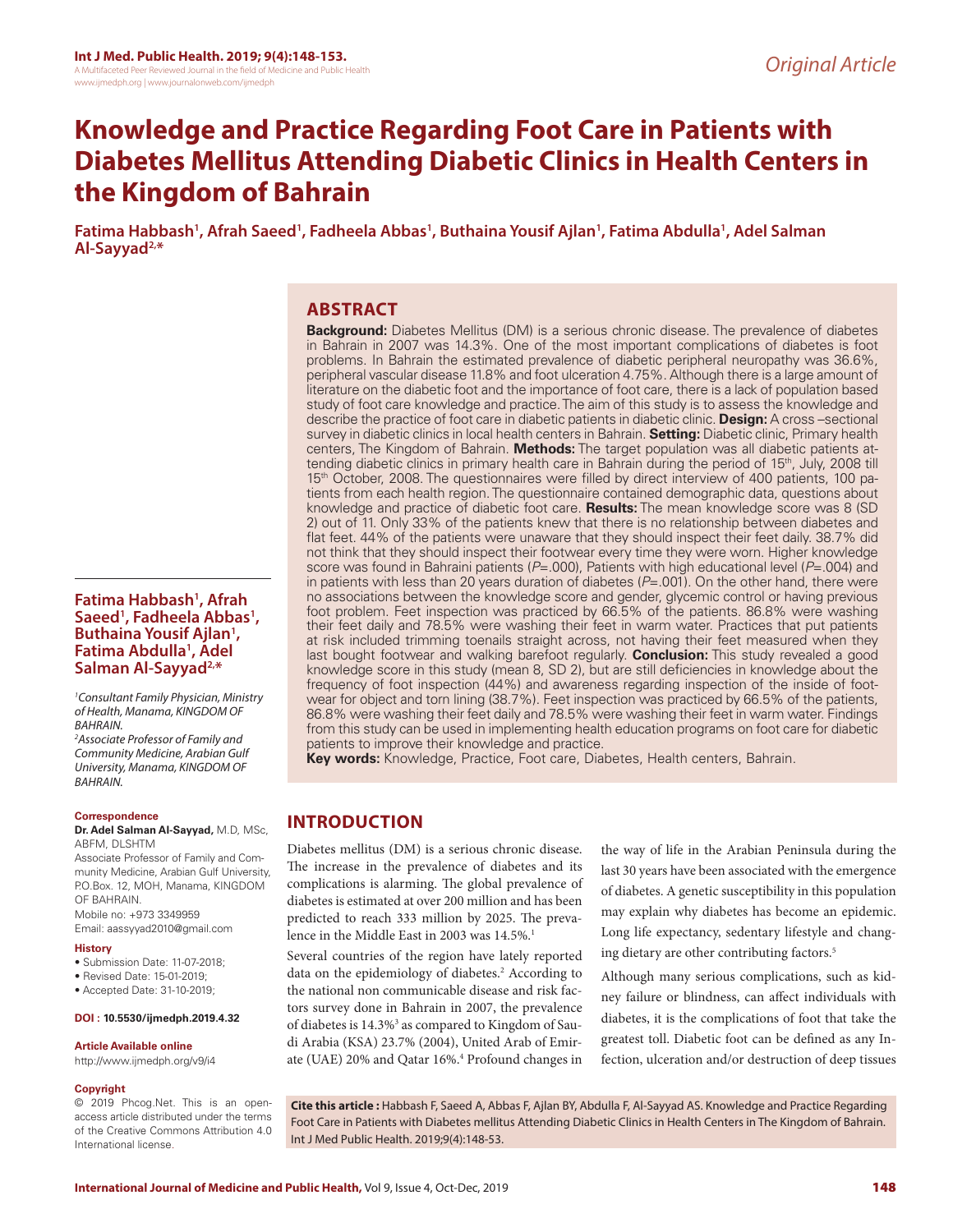*Original Article*

# Knowledge and Practice Regarding Foot Care in Patients with Diabetes Mellitus Attending Diabetic Clinics in Health Centers in the Kingdom of Bahrain

**Fatima Habbash[1], Afrah Saeed[1], Fadheela Abbas[1], Buthaina Yousif Ajlan[1], Fatima Abdulla[1], Adel Salman Al-Sayyad[2,*]**

[1]*Consultant Family Physician, Ministry of Health, Manama, KINGDOM OF BAHRAIN.*
[2]*Associate Professor of Family and Community Medicine, Arabian Gulf University, Manama, KINGDOM OF BAHRAIN.*

**Correspondence**

**Dr. Adel Salman Al-Sayyad,** M.D, MSc, ABFM, DLSHTM

Associate Professor of Family and Community Medicine, Arabian Gulf University, P.O.Box. 12, MOH, Manama, KINGDOM OF BAHRAIN.

Mobile no: +973 3349959

Email: aassyyad2010@gmail.com

**History**

- Submission Date: 11-07-2018;
- Revised Date: 15-01-2019;
- Accepted Date: 31-10-2019;

**DOI : 10.5530/ijmedph.2019.4.32**

**Article Available online**

http://www.ijmedph.org/v9/i4

**Copyright**

© 2019 Phcog.Net. This is an open-access article distributed under the terms of the Creative Commons Attribution 4.0 International license.

## ABSTRACT

**Background:** Diabetes Mellitus (DM) is a serious chronic disease. The prevalence of diabetes in Bahrain in 2007 was 14.3%. One of the most important complications of diabetes is foot problems. In Bahrain the estimated prevalence of diabetic peripheral neuropathy was 36.6%, peripheral vascular disease 11.8% and foot ulceration 4.75%. Although there is a large amount of literature on the diabetic foot and the importance of foot care, there is a lack of population based study of foot care knowledge and practice. The aim of this study is to assess the knowledge and describe the practice of foot care in diabetic patients in diabetic clinic. **Design:** A cross –sectional survey in diabetic clinics in local health centers in Bahrain. **Setting:** Diabetic clinic, Primary health centers, The Kingdom of Bahrain. **Methods:** The target population was all diabetic patients attending diabetic clinics in primary health care in Bahrain during the period of 15th, July, 2008 till 15th October, 2008. The questionnaires were filled by direct interview of 400 patients, 100 patients from each health region. The questionnaire contained demographic data, questions about knowledge and practice of diabetic foot care. **Results:** The mean knowledge score was 8 (SD 2) out of 11. Only 33% of the patients knew that there is no relationship between diabetes and flat feet. 44% of the patients were unaware that they should inspect their feet daily. 38.7% did not think that they should inspect their footwear every time they were worn. Higher knowledge score was found in Bahraini patients ($P$=.000), Patients with high educational level ($P$=.004) and in patients with less than 20 years duration of diabetes ($P$=.001). On the other hand, there were no associations between the knowledge score and gender, glycemic control or having previous foot problem. Feet inspection was practiced by 66.5% of the patients. 86.8% were washing their feet daily and 78.5% were washing their feet in warm water. Practices that put patients at risk included trimming toenails straight across, not having their feet measured when they last bought footwear and walking barefoot regularly. **Conclusion:** This study revealed a good knowledge score in this study (mean 8, SD 2), but are still deficiencies in knowledge about the frequency of foot inspection (44%) and awareness regarding inspection of the inside of footwear for object and torn lining (38.7%). Feet inspection was practiced by 66.5% of the patients, 86.8% were washing their feet daily and 78.5% were washing their feet in warm water. Findings from this study can be used in implementing health education programs on foot care for diabetic patients to improve their knowledge and practice.

**Key words:** Knowledge, Practice, Foot care, Diabetes, Health centers, Bahrain.

## INTRODUCTION

Diabetes mellitus (DM) is a serious chronic disease. The increase in the prevalence of diabetes and its complications is alarming. The global prevalence of diabetes is estimated at over 200 million and has been predicted to reach 333 million by 2025. The prevalence in the Middle East in 2003 was 14.5%.[1]

Several countries of the region have lately reported data on the epidemiology of diabetes.[2] According to the national non communicable disease and risk factors survey done in Bahrain in 2007, the prevalence of diabetes is 14.3%[3] as compared to Kingdom of Saudi Arabia (KSA) 23.7% (2004), United Arab of Emirate (UAE) 20% and Qatar 16%.[4] Profound changes in the way of life in the Arabian Peninsula during the last 30 years have been associated with the emergence of diabetes. A genetic susceptibility in this population may explain why diabetes has become an epidemic. Long life expectancy, sedentary lifestyle and changing dietary are other contributing factors.[5]

Although many serious complications, such as kidney failure or blindness, can affect individuals with diabetes, it is the complications of foot that take the greatest toll. Diabetic foot can be defined as any Infection, ulceration and/or destruction of deep tissues

**Cite this article :** Habbash F, Saeed A, Abbas F, Ajlan BY, Abdulla F, Al-Sayyad AS. Knowledge and Practice Regarding Foot Care in Patients with Diabetes mellitus Attending Diabetic Clinics in Health Centers in The Kingdom of Bahrain. Int J Med Public Health. 2019;9(4):148-53.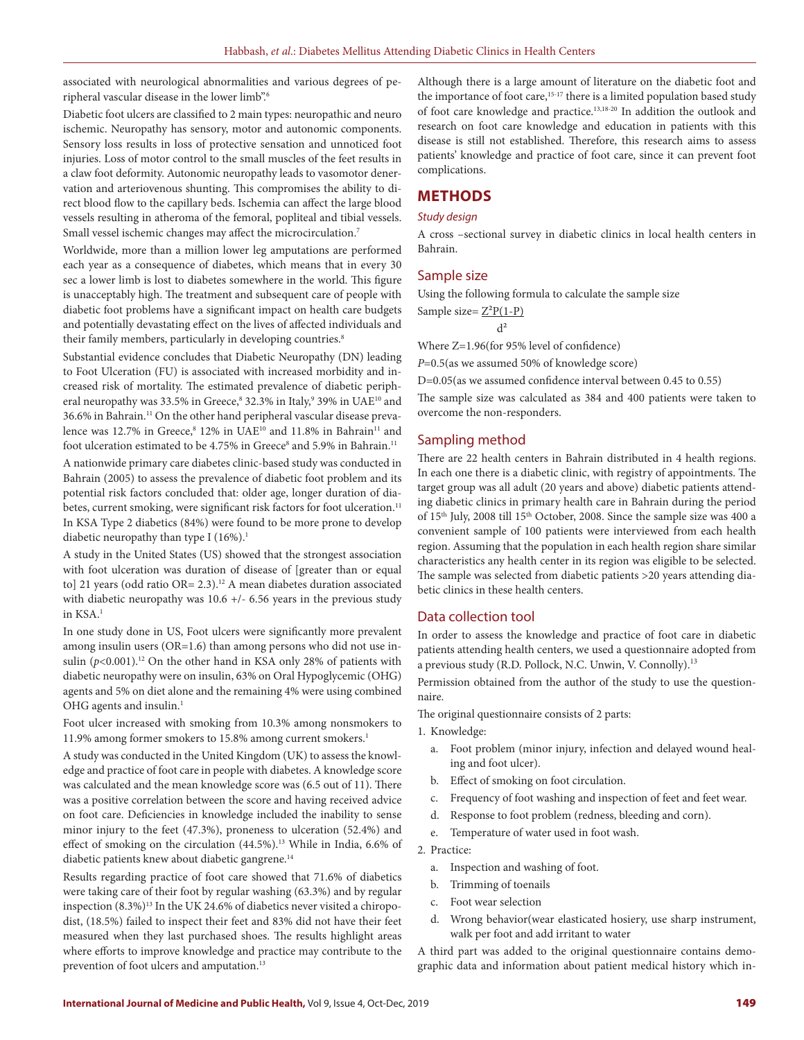associated with neurological abnormalities and various degrees of peripheral vascular disease in the lower limb".[6]

Diabetic foot ulcers are classified to 2 main types: neuropathic and neuro ischemic. Neuropathy has sensory, motor and autonomic components. Sensory loss results in loss of protective sensation and unnoticed foot injuries. Loss of motor control to the small muscles of the feet results in a claw foot deformity. Autonomic neuropathy leads to vasomotor denervation and arteriovenous shunting. This compromises the ability to direct blood flow to the capillary beds. Ischemia can affect the large blood vessels resulting in atheroma of the femoral, popliteal and tibial vessels. Small vessel ischemic changes may affect the microcirculation.[7]

Worldwide, more than a million lower leg amputations are performed each year as a consequence of diabetes, which means that in every 30 sec a lower limb is lost to diabetes somewhere in the world. This figure is unacceptably high. The treatment and subsequent care of people with diabetic foot problems have a significant impact on health care budgets and potentially devastating effect on the lives of affected individuals and their family members, particularly in developing countries.[8]

Substantial evidence concludes that Diabetic Neuropathy (DN) leading to Foot Ulceration (FU) is associated with increased morbidity and increased risk of mortality. The estimated prevalence of diabetic peripheral neuropathy was 33.5% in Greece,[8] 32.3% in Italy,[9] 39% in UAE[10] and 36.6% in Bahrain.[11] On the other hand peripheral vascular disease prevalence was 12.7% in Greece,[8] 12% in UAE[10] and 11.8% in Bahrain[11] and foot ulceration estimated to be 4.75% in Greece[8] and 5.9% in Bahrain.[11]

A nationwide primary care diabetes clinic-based study was conducted in Bahrain (2005) to assess the prevalence of diabetic foot problem and its potential risk factors concluded that: older age, longer duration of diabetes, current smoking, were significant risk factors for foot ulceration.[11] In KSA Type 2 diabetics (84%) were found to be more prone to develop diabetic neuropathy than type I (16%).[1]

A study in the United States (US) showed that the strongest association with foot ulceration was duration of disease of [greater than or equal to] 21 years (odd ratio OR= 2.3).[12] A mean diabetes duration associated with diabetic neuropathy was 10.6 +/- 6.56 years in the previous study in KSA.[1]

In one study done in US, Foot ulcers were significantly more prevalent among insulin users (OR=1.6) than among persons who did not use insulin ($p$<0.001).[12] On the other hand in KSA only 28% of patients with diabetic neuropathy were on insulin, 63% on Oral Hypoglycemic (OHG) agents and 5% on diet alone and the remaining 4% were using combined OHG agents and insulin.[1]

Foot ulcer increased with smoking from 10.3% among nonsmokers to 11.9% among former smokers to 15.8% among current smokers.[1]

A study was conducted in the United Kingdom (UK) to assess the knowledge and practice of foot care in people with diabetes. A knowledge score was calculated and the mean knowledge score was (6.5 out of 11). There was a positive correlation between the score and having received advice on foot care. Deficiencies in knowledge included the inability to sense minor injury to the feet (47.3%), proneness to ulceration (52.4%) and effect of smoking on the circulation (44.5%).[13] While in India, 6.6% of diabetic patients knew about diabetic gangrene.[14]

Results regarding practice of foot care showed that 71.6% of diabetics were taking care of their foot by regular washing (63.3%) and by regular inspection (8.3%)[13] In the UK 24.6% of diabetics never visited a chiropodist, (18.5%) failed to inspect their feet and 83% did not have their feet measured when they last purchased shoes. The results highlight areas where efforts to improve knowledge and practice may contribute to the prevention of foot ulcers and amputation.[13]

Although there is a large amount of literature on the diabetic foot and the importance of foot care,[15-17] there is a limited population based study of foot care knowledge and practice.[13,18-20] In addition the outlook and research on foot care knowledge and education in patients with this disease is still not established. Therefore, this research aims to assess patients' knowledge and practice of foot care, since it can prevent foot complications.

## METHODS

### *Study design*

A cross –sectional survey in diabetic clinics in local health centers in Bahrain.

### Sample size

Using the following formula to calculate the sample size

$$\text{Sample size} = \frac{Z^2P(1-P)}{d^2}$$

Where Z=1.96(for 95% level of confidence)

$P$=0.5(as we assumed 50% of knowledge score)

D=0.05(as we assumed confidence interval between 0.45 to 0.55)

The sample size was calculated as 384 and 400 patients were taken to overcome the non-responders.

### Sampling method

There are 22 health centers in Bahrain distributed in 4 health regions. In each one there is a diabetic clinic, with registry of appointments. The target group was all adult (20 years and above) diabetic patients attending diabetic clinics in primary health care in Bahrain during the period of 15th July, 2008 till 15th October, 2008. Since the sample size was 400 a convenient sample of 100 patients were interviewed from each health region. Assuming that the population in each health region share similar characteristics any health center in its region was eligible to be selected. The sample was selected from diabetic patients >20 years attending diabetic clinics in these health centers.

### Data collection tool

In order to assess the knowledge and practice of foot care in diabetic patients attending health centers, we used a questionnaire adopted from a previous study (R.D. Pollock, N.C. Unwin, V. Connolly).[13]

Permission obtained from the author of the study to use the questionnaire.

The original questionnaire consists of 2 parts:

1. Knowledge:
   a. Foot problem (minor injury, infection and delayed wound healing and foot ulcer).
   b. Effect of smoking on foot circulation.
   c. Frequency of foot washing and inspection of feet and feet wear.
   d. Response to foot problem (redness, bleeding and corn).
   e. Temperature of water used in foot wash.
2. Practice:
   a. Inspection and washing of foot.
   b. Trimming of toenails
   c. Foot wear selection
   d. Wrong behavior(wear elasticated hosiery, use sharp instrument, walk per foot and add irritant to water

A third part was added to the original questionnaire contains demographic data and information about patient medical history which in-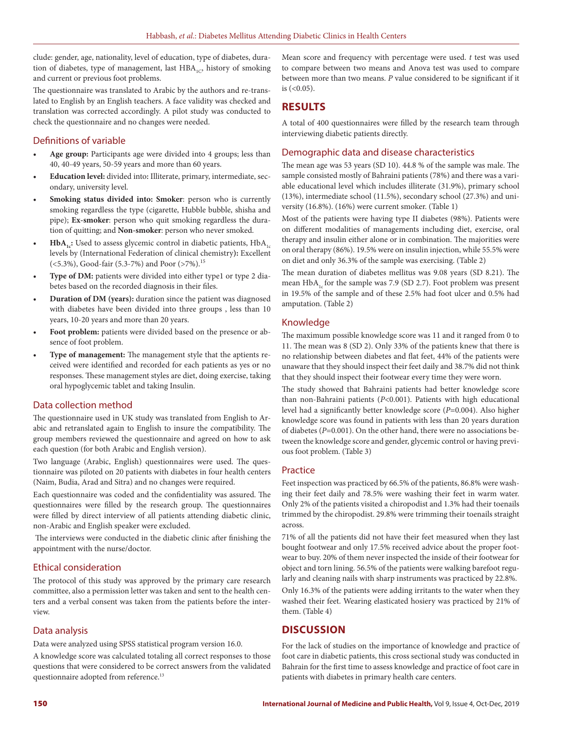clude: gender, age, nationality, level of education, type of diabetes, duration of diabetes, type of management, last $HBA_{1C}$, history of smoking and current or previous foot problems.

The questionnaire was translated to Arabic by the authors and re-translated to English by an English teachers. A face validity was checked and translation was corrected accordingly. A pilot study was conducted to check the questionnaire and no changes were needed.

### Definitions of variable

- **Age group:** Participants age were divided into 4 groups; less than 40, 40-49 years, 50-59 years and more than 60 years.
- **Education level:** divided into: Illiterate, primary, intermediate, secondary, university level.
- **Smoking status divided into: Smoker**: person who is currently smoking regardless the type (cigarette, Hubble bubble, shisha and pipe); **Ex-smoker**: person who quit smoking regardless the duration of quitting; and **Non-smoker**: person who never smoked.
- **$HbA_{1c}$:** Used to assess glycemic control in diabetic patients, $HbA_{1c}$ levels by (International Federation of clinical chemistry)**:** Excellent (<5.3%), Good-fair (5.3-7%) and Poor (>7%).[15]
- **Type of DM:** patients were divided into either type1 or type 2 diabetes based on the recorded diagnosis in their files.
- **Duration of DM (years):** duration since the patient was diagnosed with diabetes have been divided into three groups , less than 10 years, 10-20 years and more than 20 years.
- **Foot problem:** patients were divided based on the presence or absence of foot problem.
- **Type of management:** The management style that the aptients received were identified and recorded for each patients as yes or no responses. These management styles are diet, doing exercise, taking oral hypoglycemic tablet and taking Insulin.

### Data collection method

The questionnaire used in UK study was translated from English to Arabic and retranslated again to English to insure the compatibility. The group members reviewed the questionnaire and agreed on how to ask each question (for both Arabic and English version).

Two language (Arabic, English) questionnaires were used. The questionnaire was piloted on 20 patients with diabetes in four health centers (Naim, Budia, Arad and Sitra) and no changes were required.

Each questionnaire was coded and the confidentiality was assured. The questionnaires were filled by the research group. The questionnaires were filled by direct interview of all patients attending diabetic clinic, non-Arabic and English speaker were excluded.

The interviews were conducted in the diabetic clinic after finishing the appointment with the nurse/doctor.

### Ethical consideration

The protocol of this study was approved by the primary care research committee, also a permission letter was taken and sent to the health centers and a verbal consent was taken from the patients before the interview.

### Data analysis

Data were analyzed using SPSS statistical program version 16.0.

A knowledge score was calculated totaling all correct responses to those questions that were considered to be correct answers from the validated questionnaire adopted from reference.[13]

Mean score and frequency with percentage were used. *t* test was used to compare between two means and Anova test was used to compare between more than two means. *P* value considered to be significant if it is (<0.05).

## RESULTS

A total of 400 questionnaires were filled by the research team through interviewing diabetic patients directly.

### Demographic data and disease characteristics

The mean age was 53 years (SD 10). 44.8 % of the sample was male. The sample consisted mostly of Bahraini patients (78%) and there was a variable educational level which includes illiterate (31.9%), primary school (13%), intermediate school (11.5%), secondary school (27.3%) and university (16.8%). (16%) were current smoker. (Table 1)

Most of the patients were having type II diabetes (98%). Patients were on different modalities of managements including diet, exercise, oral therapy and insulin either alone or in combination. The majorities were on oral therapy (86%). 19.5% were on insulin injection, while 55.5% were on diet and only 36.3% of the sample was exercising. (Table 2)

The mean duration of diabetes mellitus was 9.08 years (SD 8.21). The mean $HbA_{1c}$ for the sample was 7.9 (SD 2.7). Foot problem was present in 19.5% of the sample and of these 2.5% had foot ulcer and 0.5% had amputation. (Table 2)

### Knowledge

The maximum possible knowledge score was 11 and it ranged from 0 to 11. The mean was 8 (SD 2). Only 33% of the patients knew that there is no relationship between diabetes and flat feet, 44% of the patients were unaware that they should inspect their feet daily and 38.7% did not think that they should inspect their footwear every time they were worn.

The study showed that Bahraini patients had better knowledge score than non-Bahraini patients ($P$<0.001). Patients with high educational level had a significantly better knowledge score ($P$=0.004). Also higher knowledge score was found in patients with less than 20 years duration of diabetes ($P$=0.001). On the other hand, there were no associations between the knowledge score and gender, glycemic control or having previous foot problem. (Table 3)

### Practice

Feet inspection was practiced by 66.5% of the patients, 86.8% were washing their feet daily and 78.5% were washing their feet in warm water. Only 2% of the patients visited a chiropodist and 1.3% had their toenails trimmed by the chiropodist. 29.8% were trimming their toenails straight across.

71% of all the patients did not have their feet measured when they last bought footwear and only 17.5% received advice about the proper footwear to buy. 20% of them never inspected the inside of their footwear for object and torn lining. 56.5% of the patients were walking barefoot regularly and cleaning nails with sharp instruments was practiced by 22.8%.

Only 16.3% of the patients were adding irritants to the water when they washed their feet. Wearing elasticated hosiery was practiced by 21% of them. (Table 4)

## DISCUSSION

For the lack of studies on the importance of knowledge and practice of foot care in diabetic patients, this cross sectional study was conducted in Bahrain for the first time to assess knowledge and practice of foot care in patients with diabetes in primary health care centers.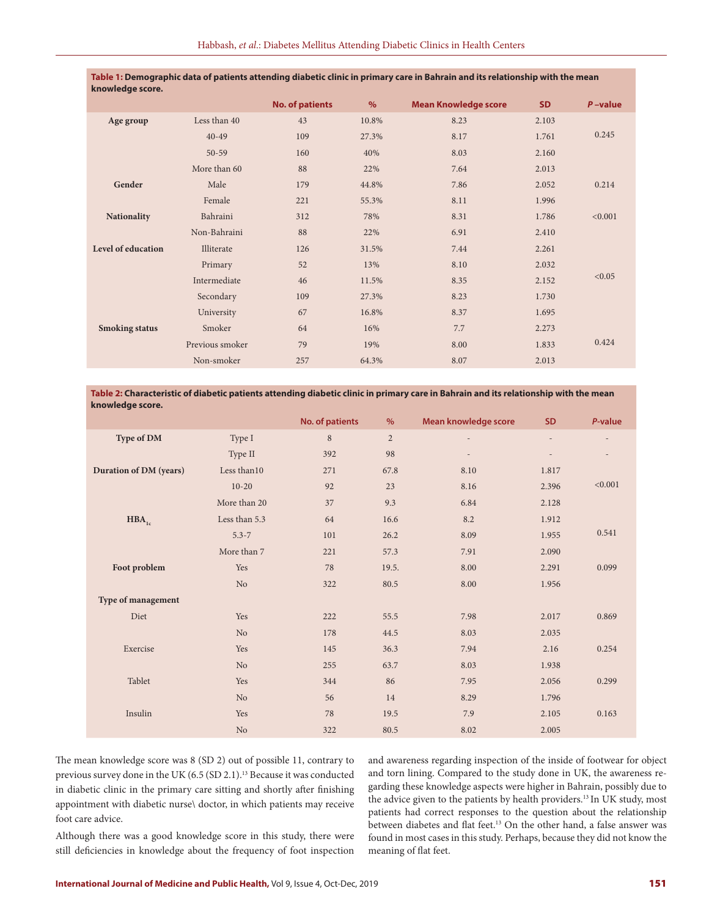**Table 1: Demographic data of patients attending diabetic clinic in primary care in Bahrain and its relationship with the mean knowledge score.**

| | | No. of patients | % | Mean Knowledge score | SD | *P* –value |
|---|---|---|---|---|---|---|
| Age group | Less than 40 | 43 | 10.8% | 8.23 | 2.103 | 0.245 |
| | 40-49 | 109 | 27.3% | 8.17 | 1.761 | |
| | 50-59 | 160 | 40% | 8.03 | 2.160 | |
| | More than 60 | 88 | 22% | 7.64 | 2.013 | |
| Gender | Male | 179 | 44.8% | 7.86 | 2.052 | 0.214 |
| | Female | 221 | 55.3% | 8.11 | 1.996 | |
| Nationality | Bahraini | 312 | 78% | 8.31 | 1.786 | <0.001 |
| | Non-Bahraini | 88 | 22% | 6.91 | 2.410 | |
| Level of education | Illiterate | 126 | 31.5% | 7.44 | 2.261 | <0.05 |
| | Primary | 52 | 13% | 8.10 | 2.032 | |
| | Intermediate | 46 | 11.5% | 8.35 | 2.152 | |
| | Secondary | 109 | 27.3% | 8.23 | 1.730 | |
| | University | 67 | 16.8% | 8.37 | 1.695 | |
| Smoking status | Smoker | 64 | 16% | 7.7 | 2.273 | 0.424 |
| | Previous smoker | 79 | 19% | 8.00 | 1.833 | |
| | Non-smoker | 257 | 64.3% | 8.07 | 2.013 | |

**Table 2: Characteristic of diabetic patients attending diabetic clinic in primary care in Bahrain and its relationship with the mean knowledge score.**

| | | No. of patients | % | Mean knowledge score | SD | *P*-value |
|---|---|---|---|---|---|---|
| Type of DM | Type I | 8 | 2 | - | - | - |
| | Type II | 392 | 98 | - | - | - |
| Duration of DM (years) | Less than10 | 271 | 67.8 | 8.10 | 1.817 | <0.001 |
| | 10-20 | 92 | 23 | 8.16 | 2.396 | |
| | More than 20 | 37 | 9.3 | 6.84 | 2.128 | |
| $HBA_{1c}$ | Less than 5.3 | 64 | 16.6 | 8.2 | 1.912 | 0.541 |
| | 5.3-7 | 101 | 26.2 | 8.09 | 1.955 | |
| | More than 7 | 221 | 57.3 | 7.91 | 2.090 | |
| Foot problem | Yes | 78 | 19.5. | 8.00 | 2.291 | 0.099 |
| | No | 322 | 80.5 | 8.00 | 1.956 | |
| Type of management | | | | | | |
| Diet | Yes | 222 | 55.5 | 7.98 | 2.017 | 0.869 |
| | No | 178 | 44.5 | 8.03 | 2.035 | |
| Exercise | Yes | 145 | 36.3 | 7.94 | 2.16 | 0.254 |
| | No | 255 | 63.7 | 8.03 | 1.938 | |
| Tablet | Yes | 344 | 86 | 7.95 | 2.056 | 0.299 |
| | No | 56 | 14 | 8.29 | 1.796 | |
| Insulin | Yes | 78 | 19.5 | 7.9 | 2.105 | 0.163 |
| | No | 322 | 80.5 | 8.02 | 2.005 | |

The mean knowledge score was 8 (SD 2) out of possible 11, contrary to previous survey done in the UK (6.5 (SD 2.1).[13] Because it was conducted in diabetic clinic in the primary care sitting and shortly after finishing appointment with diabetic nurse\ doctor, in which patients may receive foot care advice.

Although there was a good knowledge score in this study, there were still deficiencies in knowledge about the frequency of foot inspection and awareness regarding inspection of the inside of footwear for object and torn lining. Compared to the study done in UK, the awareness regarding these knowledge aspects were higher in Bahrain, possibly due to the advice given to the patients by health providers.[13] In UK study, most patients had correct responses to the question about the relationship between diabetes and flat feet.[13] On the other hand, a false answer was found in most cases in this study. Perhaps, because they did not know the meaning of flat feet.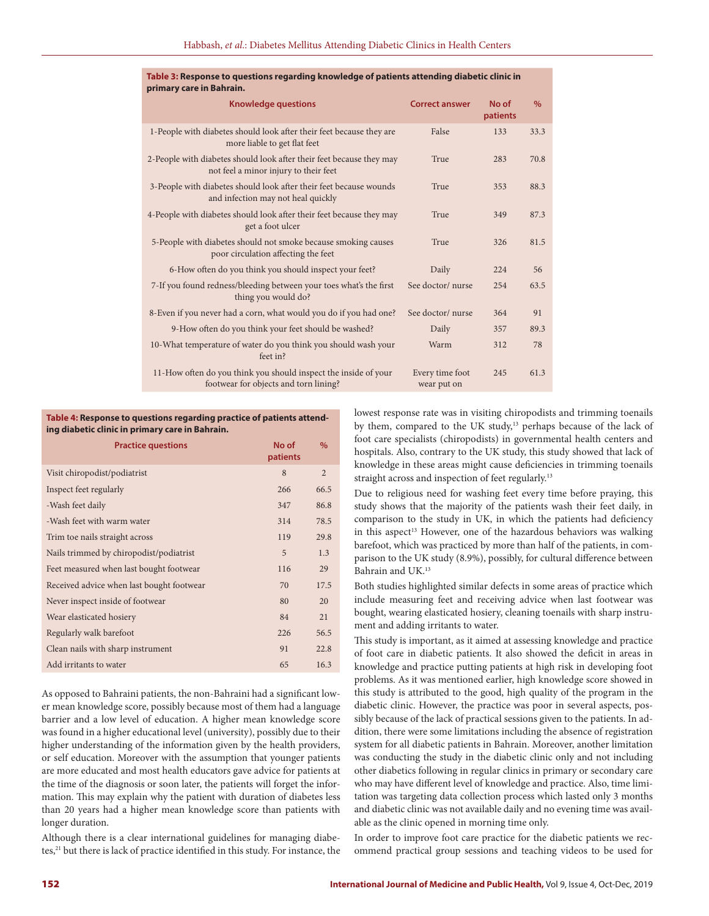**Table 3: Response to questions regarding knowledge of patients attending diabetic clinic in primary care in Bahrain.**

| Knowledge questions | Correct answer | No of patients | % |
|---|---|---|---|
| 1-People with diabetes should look after their feet because they are more liable to get flat feet | False | 133 | 33.3 |
| 2-People with diabetes should look after their feet because they may not feel a minor injury to their feet | True | 283 | 70.8 |
| 3-People with diabetes should look after their feet because wounds and infection may not heal quickly | True | 353 | 88.3 |
| 4-People with diabetes should look after their feet because they may get a foot ulcer | True | 349 | 87.3 |
| 5-People with diabetes should not smoke because smoking causes poor circulation affecting the feet | True | 326 | 81.5 |
| 6-How often do you think you should inspect your feet? | Daily | 224 | 56 |
| 7-If you found redness/bleeding between your toes what's the first thing you would do? | See doctor/ nurse | 254 | 63.5 |
| 8-Even if you never had a corn, what would you do if you had one? | See doctor/ nurse | 364 | 91 |
| 9-How often do you think your feet should be washed? | Daily | 357 | 89.3 |
| 10-What temperature of water do you think you should wash your feet in? | Warm | 312 | 78 |
| 11-How often do you think you should inspect the inside of your footwear for objects and torn lining? | Every time foot wear put on | 245 | 61.3 |

**Table 4: Response to questions regarding practice of patients attending diabetic clinic in primary care in Bahrain.**

| Practice questions | No of patients | % |
|---|---|---|
| Visit chiropodist/podiatrist | 8 | 2 |
| Inspect feet regularly | 266 | 66.5 |
| -Wash feet daily | 347 | 86.8 |
| -Wash feet with warm water | 314 | 78.5 |
| Trim toe nails straight across | 119 | 29.8 |
| Nails trimmed by chiropodist/podiatrist | 5 | 1.3 |
| Feet measured when last bought footwear | 116 | 29 |
| Received advice when last bought footwear | 70 | 17.5 |
| Never inspect inside of footwear | 80 | 20 |
| Wear elasticated hosiery | 84 | 21 |
| Regularly walk barefoot | 226 | 56.5 |
| Clean nails with sharp instrument | 91 | 22.8 |
| Add irritants to water | 65 | 16.3 |

As opposed to Bahraini patients, the non-Bahraini had a significant lower mean knowledge score, possibly because most of them had a language barrier and a low level of education. A higher mean knowledge score was found in a higher educational level (university), possibly due to their higher understanding of the information given by the health providers, or self education. Moreover with the assumption that younger patients are more educated and most health educators gave advice for patients at the time of the diagnosis or soon later, the patients will forget the information. This may explain why the patient with duration of diabetes less than 20 years had a higher mean knowledge score than patients with longer duration.

Although there is a clear international guidelines for managing diabetes,[21] but there is lack of practice identified in this study. For instance, the lowest response rate was in visiting chiropodists and trimming toenails by them, compared to the UK study,[13] perhaps because of the lack of foot care specialists (chiropodists) in governmental health centers and hospitals. Also, contrary to the UK study, this study showed that lack of knowledge in these areas might cause deficiencies in trimming toenails straight across and inspection of feet regularly.[13]

Due to religious need for washing feet every time before praying, this study shows that the majority of the patients wash their feet daily, in comparison to the study in UK, in which the patients had deficiency in this aspect[13] However, one of the hazardous behaviors was walking barefoot, which was practiced by more than half of the patients, in comparison to the UK study (8.9%), possibly, for cultural difference between Bahrain and UK.[13]

Both studies highlighted similar defects in some areas of practice which include measuring feet and receiving advice when last footwear was bought, wearing elasticated hosiery, cleaning toenails with sharp instrument and adding irritants to water.

This study is important, as it aimed at assessing knowledge and practice of foot care in diabetic patients. It also showed the deficit in areas in knowledge and practice putting patients at high risk in developing foot problems. As it was mentioned earlier, high knowledge score showed in this study is attributed to the good, high quality of the program in the diabetic clinic. However, the practice was poor in several aspects, possibly because of the lack of practical sessions given to the patients. In addition, there were some limitations including the absence of registration system for all diabetic patients in Bahrain. Moreover, another limitation was conducting the study in the diabetic clinic only and not including other diabetics following in regular clinics in primary or secondary care who may have different level of knowledge and practice. Also, time limitation was targeting data collection process which lasted only 3 months and diabetic clinic was not available daily and no evening time was available as the clinic opened in morning time only.

In order to improve foot care practice for the diabetic patients we recommend practical group sessions and teaching videos to be used for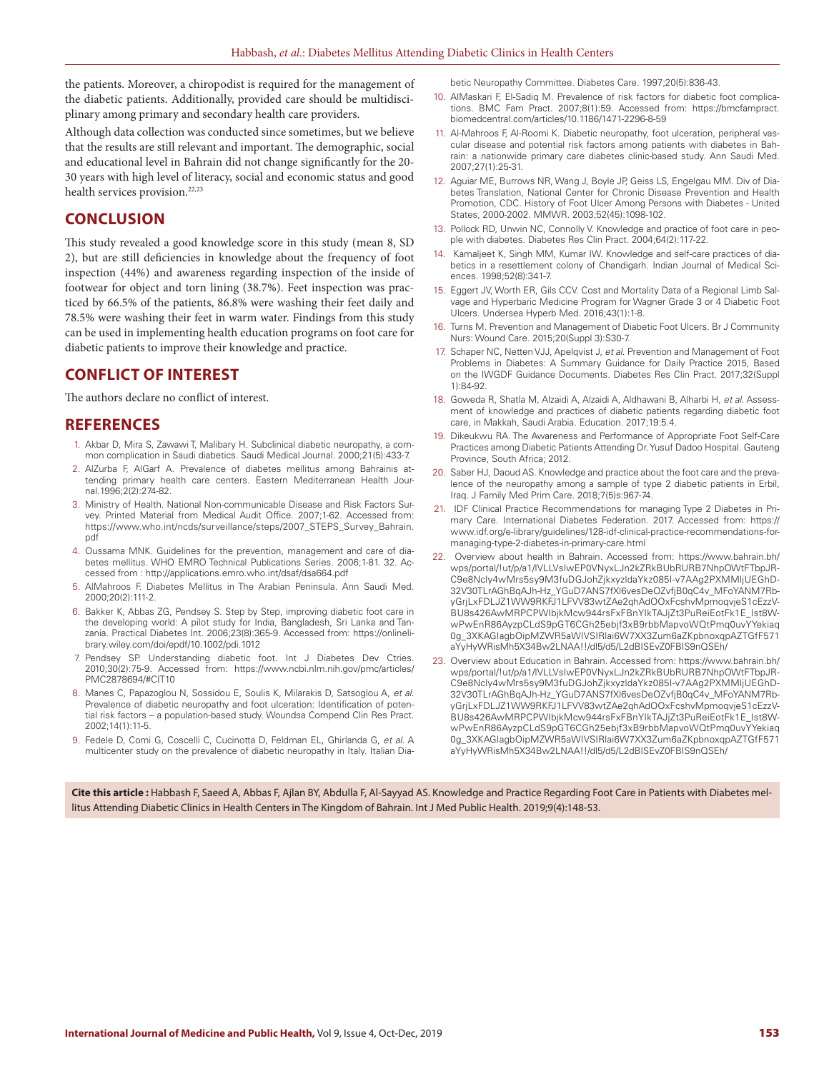the patients. Moreover, a chiropodist is required for the management of the diabetic patients. Additionally, provided care should be multidisciplinary among primary and secondary health care providers.

Although data collection was conducted since sometimes, but we believe that the results are still relevant and important. The demographic, social and educational level in Bahrain did not change significantly for the 20-30 years with high level of literacy, social and economic status and good health services provision.[22,23]

## CONCLUSION

This study revealed a good knowledge score in this study (mean 8, SD 2), but are still deficiencies in knowledge about the frequency of foot inspection (44%) and awareness regarding inspection of the inside of footwear for object and torn lining (38.7%). Feet inspection was practiced by 66.5% of the patients, 86.8% were washing their feet daily and 78.5% were washing their feet in warm water. Findings from this study can be used in implementing health education programs on foot care for diabetic patients to improve their knowledge and practice.

## CONFLICT OF INTEREST

The authors declare no conflict of interest.

## REFERENCES

1. Akbar D, Mira S, Zawawi T, Malibary H. Subclinical diabetic neuropathy, a common complication in Saudi diabetics. Saudi Medical Journal. 2000;21(5):433-7.
2. AlZurba F, AlGarf A. Prevalence of diabetes mellitus among Bahrainis attending primary health care centers. Eastern Mediterranean Health Journal.1996;2(2):274-82.
3. Ministry of Health. National Non-communicable Disease and Risk Factors Survey. Printed Material from Medical Audit Office. 2007;1-62. Accessed from: https://www.who.int/ncds/surveillance/steps/2007_STEPS_Survey_Bahrain.pdf
4. Oussama MNK. Guidelines for the prevention, management and care of diabetes mellitus. WHO EMRO Technical Publications Series. 2006;1-81. 32. Accessed from : http://applications.emro.who.int/dsaf/dsa664.pdf
5. AlMahroos F. Diabetes Mellitus in The Arabian Peninsula. Ann Saudi Med. 2000;20(2):111-2.
6. Bakker K, Abbas ZG, Pendsey S. Step by Step, improving diabetic foot care in the developing world: A pilot study for India, Bangladesh, Sri Lanka and Tanzania. Practical Diabetes Int. 2006;23(8):365-9. Accessed from: https://onlinelibrary.wiley.com/doi/epdf/10.1002/pdi.1012
7. Pendsey SP. Understanding diabetic foot. Int J Diabetes Dev Ctries. 2010;30(2):75-9. Accessed from: https://www.ncbi.nlm.nih.gov/pmc/articles/PMC2878694/#CIT10
8. Manes C, Papazoglou N, Sossidou E, Soulis K, Milarakis D, Satsoglou A, *et al*. Prevalence of diabetic neuropathy and foot ulceration: Identification of potential risk factors – a population-based study. Woundsa Compend Clin Res Pract. 2002;14(1):11-5.
9. Fedele D, Comi G, Coscelli C, Cucinotta D, Feldman EL, Ghirlanda G, *et al*. A multicenter study on the prevalence of diabetic neuropathy in Italy. Italian Diabetic Neuropathy Committee. Diabetes Care. 1997;20(5):836-43.
10. AlMaskari F, El-Sadiq M. Prevalence of risk factors for diabetic foot complications. BMC Fam Pract. 2007;8(1):59. Accessed from: https://bmcfampract.biomedcentral.com/articles/10.1186/1471-2296-8-59
11. Al-Mahroos F, Al-Roomi K. Diabetic neuropathy, foot ulceration, peripheral vascular disease and potential risk factors among patients with diabetes in Bahrain: a nationwide primary care diabetes clinic-based study. Ann Saudi Med. 2007;27(1):25-31.
12. Aguiar ME, Burrows NR, Wang J, Boyle JP, Geiss LS, Engelgau MM. Div of Diabetes Translation, National Center for Chronic Disease Prevention and Health Promotion, CDC. History of Foot Ulcer Among Persons with Diabetes - United States, 2000-2002. MMWR. 2003;52(45):1098-102.
13. Pollock RD, Unwin NC, Connolly V. Knowledge and practice of foot care in people with diabetes. Diabetes Res Clin Pract. 2004;64(2):117-22.
14. Kamaljeet K, Singh MM, Kumar IW. Knowledge and self-care practices of diabetics in a resettlement colony of Chandigarh. Indian Journal of Medical Sciences. 1998;52(8):341-7.
15. Eggert JV, Worth ER, Gils CCV. Cost and Mortality Data of a Regional Limb Salvage and Hyperbaric Medicine Program for Wagner Grade 3 or 4 Diabetic Foot Ulcers. Undersea Hyperb Med. 2016;43(1):1-8.
16. Turns M. Prevention and Management of Diabetic Foot Ulcers. Br J Community Nurs: Wound Care. 2015;20(Suppl 3):S30-7.
17. Schaper NC, Netten VJJ, Apelqvist J, *et al*. Prevention and Management of Foot Problems in Diabetes: A Summary Guidance for Daily Practice 2015, Based on the IWGDF Guidance Documents. Diabetes Res Clin Pract. 2017;32(Suppl 1):84-92.
18. Goweda R, Shatla M, Alzaidi A, Alzaidi A, Aldhawani B, Alharbi H, *et al*. Assessment of knowledge and practices of diabetic patients regarding diabetic foot care, in Makkah, Saudi Arabia. Education. 2017;19:5.4.
19. Dikeukwu RA. The Awareness and Performance of Appropriate Foot Self-Care Practices among Diabetic Patients Attending Dr. Yusuf Dadoo Hospital. Gauteng Province, South Africa; 2012.
20. Saber HJ, Daoud AS. Knowledge and practice about the foot care and the prevalence of the neuropathy among a sample of type 2 diabetic patients in Erbil, Iraq. J Family Med Prim Care. 2018;7(5s:967-74.
21. IDF Clinical Practice Recommendations for managing Type 2 Diabetes in Primary Care. International Diabetes Federation. 2017. Accessed from: https://www.idf.org/e-library/guidelines/128-idf-clinical-practice-recommendations-for-managing-type-2-diabetes-in-primary-care.html
22. Overview about health in Bahrain. Accessed from: https://www.bahrain.bh/wps/portal/!ut/p/a1/lVLLVsIwEP0VNyxLJn2kZRkBUbRURB7NhpOWtFTbpJR-C9e8Ncly4wMrs5sy9M3fuDGJohZjkxyzldaYkz085I-v7AAg2PXMMljUEGhD-32V30TLrAGhBqAJh-Hz_YGuD7ANS7fXl6vesDeOZvfjB0qC4v_MFoYANM7Rb-yGrjLxFDLJZ1WW9RKFJ1LFVV83wtZAe2qhAdOOxFcshvMpmoqvjeS1cEzzV-BU8s426AwMRPCPWlbjkMcw944rsFxFBnYlkTAJjZt3PuReiEotFk1E_Ist8W-wPwEnR86AyzpCLdS9pGT6CGh25ebjf3xB9rbbMapvoWQtPmq0uvYYekiaq0g_3XKAGIagbOipMZWR5aWIVSIRlai6W7XX3Zum6aZKpbnoxqpAZTGfF571aYyHyWRisMh5X34Bw2LNAA!!/dl5/d5/L2dBISEvZ0FBIS9nQSEh/
23. Overview about Education in Bahrain. Accessed from: https://www.bahrain.bh/wps/portal/!ut/p/a1/lVLLVsIwEP0VNyxLJn2kZRkBUbRURB7NhpOWtFTbpJR-C9e8Ncly4wMrs5sy9M3fuDGJohZjkxyzldaYkz085I-v7AAg2PXMMljUEGhD-32V30TLrAGhBqAJh-Hz_YGuD7ANS7fXl6vesDeOZvfjB0qC4v_MFoYANM7Rb-yGrjLxFDLJZ1WW9RKFJ1LFVV83wtZAe2qhAdOOxFcshvMpmoqvjeS1cEzzV-BU8s426AwMRPCPWlbjkMcw944rsFxFBnYlkTAJjZt3PuReiEotFk1E_Ist8W-wPwEnR86AyzpCLdS9pGT6CGh25ebjf3xB9rbbMapvoWQtPmq0uvYYekiaq0g_3XKAGIagbOipMZWR5aWIVSIRlai6W7XX3Zum6aZKpbnoxqpAZTGfF571aYyHyWRisMh5X34Bw2LNAA!!/dl5/d5/L2dBISEvZ0FBIS9nQSEh/

**Cite this article :** Habbash F, Saeed A, Abbas F, Ajlan BY, Abdulla F, Al-Sayyad AS. Knowledge and Practice Regarding Foot Care in Patients with Diabetes mellitus Attending Diabetic Clinics in Health Centers in The Kingdom of Bahrain. Int J Med Public Health. 2019;9(4):148-53.